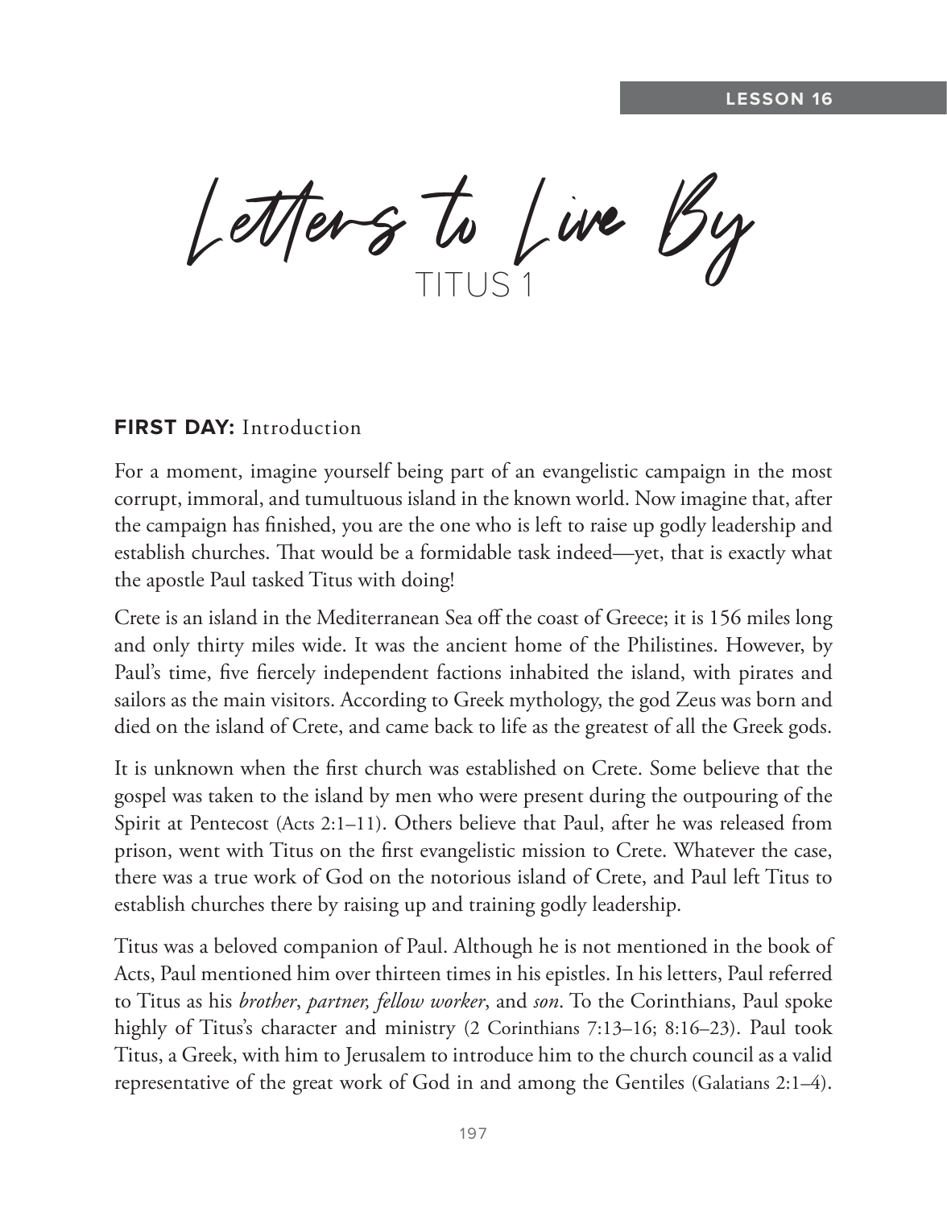LESSON 16

# Letters to Live By

## TITUS 1

**FIRST DAY:** Introduction

For a moment, imagine yourself being part of an evangelistic campaign in the most corrupt, immoral, and tumultuous island in the known world. Now imagine that, after the campaign has finished, you are the one who is left to raise up godly leadership and establish churches. That would be a formidable task indeed—yet, that is exactly what the apostle Paul tasked Titus with doing!

Crete is an island in the Mediterranean Sea off the coast of Greece; it is 156 miles long and only thirty miles wide. It was the ancient home of the Philistines. However, by Paul's time, five fiercely independent factions inhabited the island, with pirates and sailors as the main visitors. According to Greek mythology, the god Zeus was born and died on the island of Crete, and came back to life as the greatest of all the Greek gods.

It is unknown when the first church was established on Crete. Some believe that the gospel was taken to the island by men who were present during the outpouring of the Spirit at Pentecost (Acts 2:1–11). Others believe that Paul, after he was released from prison, went with Titus on the first evangelistic mission to Crete. Whatever the case, there was a true work of God on the notorious island of Crete, and Paul left Titus to establish churches there by raising up and training godly leadership.

Titus was a beloved companion of Paul. Although he is not mentioned in the book of Acts, Paul mentioned him over thirteen times in his epistles. In his letters, Paul referred to Titus as his *brother*, *partner, fellow worker*, and *son*. To the Corinthians, Paul spoke highly of Titus's character and ministry (2 Corinthians 7:13–16; 8:16–23). Paul took Titus, a Greek, with him to Jerusalem to introduce him to the church council as a valid representative of the great work of God in and among the Gentiles (Galatians 2:1–4).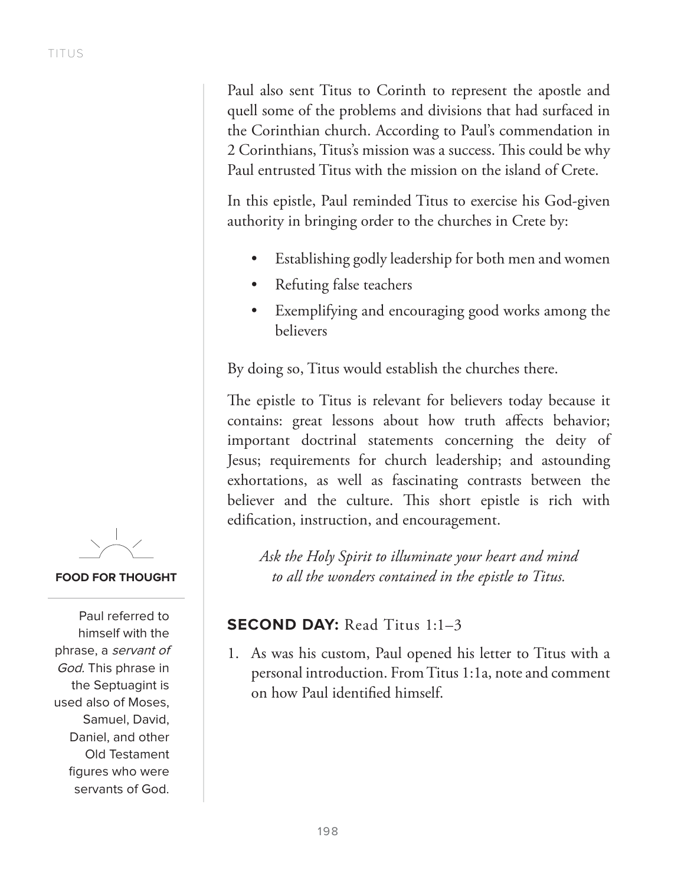Paul also sent Titus to Corinth to represent the apostle and quell some of the problems and divisions that had surfaced in the Corinthian church. According to Paul's commendation in 2 Corinthians, Titus's mission was a success. This could be why Paul entrusted Titus with the mission on the island of Crete.

In this epistle, Paul reminded Titus to exercise his God-given authority in bringing order to the churches in Crete by:

- Establishing godly leadership for both men and women
- Refuting false teachers
- Exemplifying and encouraging good works among the believers

By doing so, Titus would establish the churches there.

The epistle to Titus is relevant for believers today because it contains: great lessons about how truth affects behavior; important doctrinal statements concerning the deity of Jesus; requirements for church leadership; and astounding exhortations, as well as fascinating contrasts between the believer and the culture. This short epistle is rich with edification, instruction, and encouragement.

*Ask the Holy Spirit to illuminate your heart and mind to all the wonders contained in the epistle to Titus.*

**FOOD FOR THOUGHT**

Paul referred to himself with the phrase, a *servant of God*. This phrase in the Septuagint is used also of Moses, Samuel, David, Daniel, and other Old Testament figures who were servants of God.

## SECOND DAY: Read Titus 1:1–3

1. As was his custom, Paul opened his letter to Titus with a personal introduction. From Titus 1:1a, note and comment on how Paul identified himself.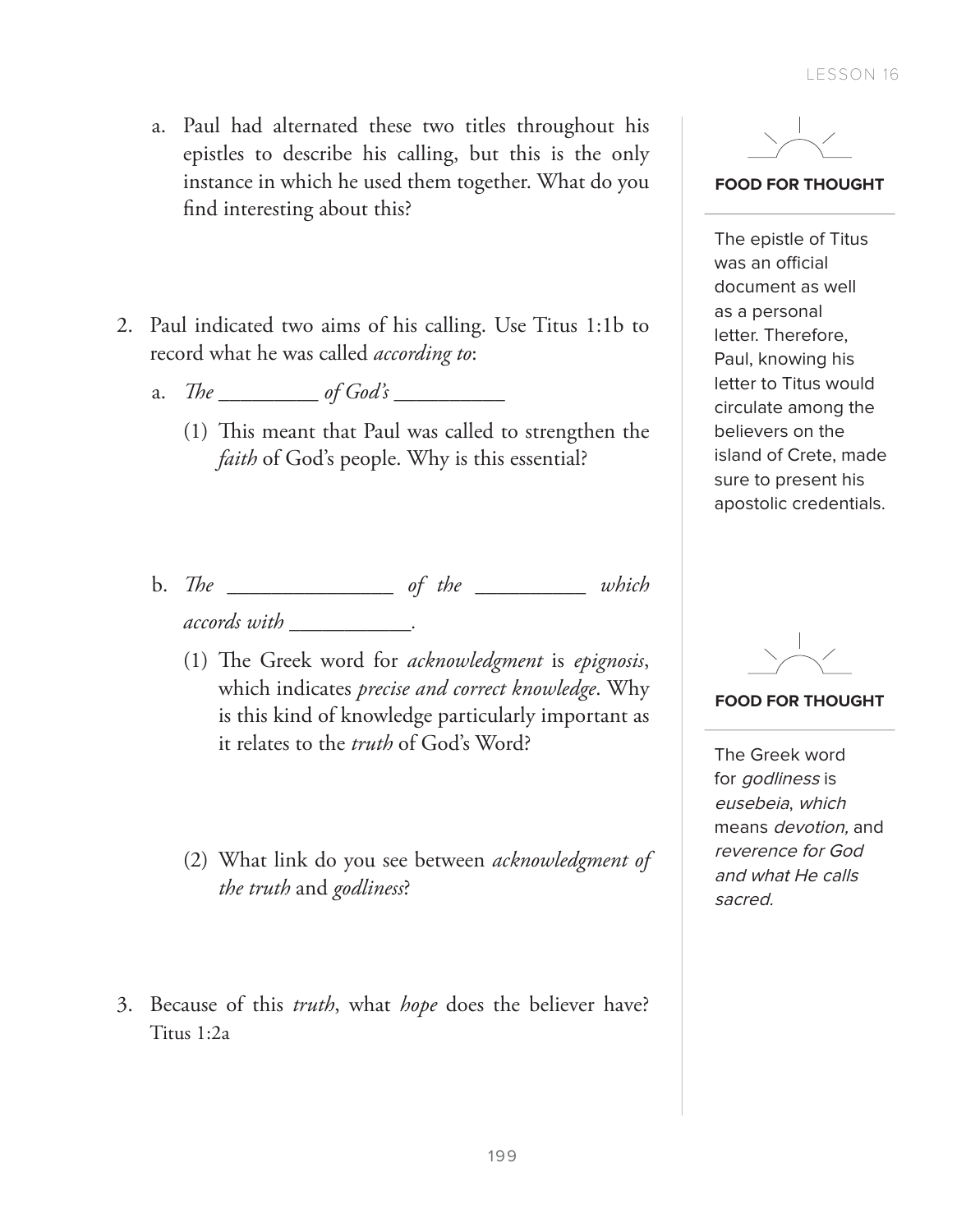a. Paul had alternated these two titles throughout his epistles to describe his calling, but this is the only instance in which he used them together. What do you find interesting about this?

2. Paul indicated two aims of his calling. Use Titus 1:1b to record what he was called *according to*:

   a. *The* _________ *of God's* __________

      (1) This meant that Paul was called to strengthen the *faith* of God's people. Why is this essential?

   b. *The* _______________ *of the* __________ *which accords with* ___________.

      (1) The Greek word for *acknowledgment* is *epignosis*, which indicates *precise and correct knowledge*. Why is this kind of knowledge particularly important as it relates to the *truth* of God's Word?

      (2) What link do you see between *acknowledgment of the truth* and *godliness*?

3. Because of this *truth*, what *hope* does the believer have? Titus 1:2a

**FOOD FOR THOUGHT**

The epistle of Titus was an official document as well as a personal letter. Therefore, Paul, knowing his letter to Titus would circulate among the believers on the island of Crete, made sure to present his apostolic credentials.

**FOOD FOR THOUGHT**

The Greek word for *godliness* is *eusebeia*, *which* means *devotion,* and *reverence for God and what He calls sacred.*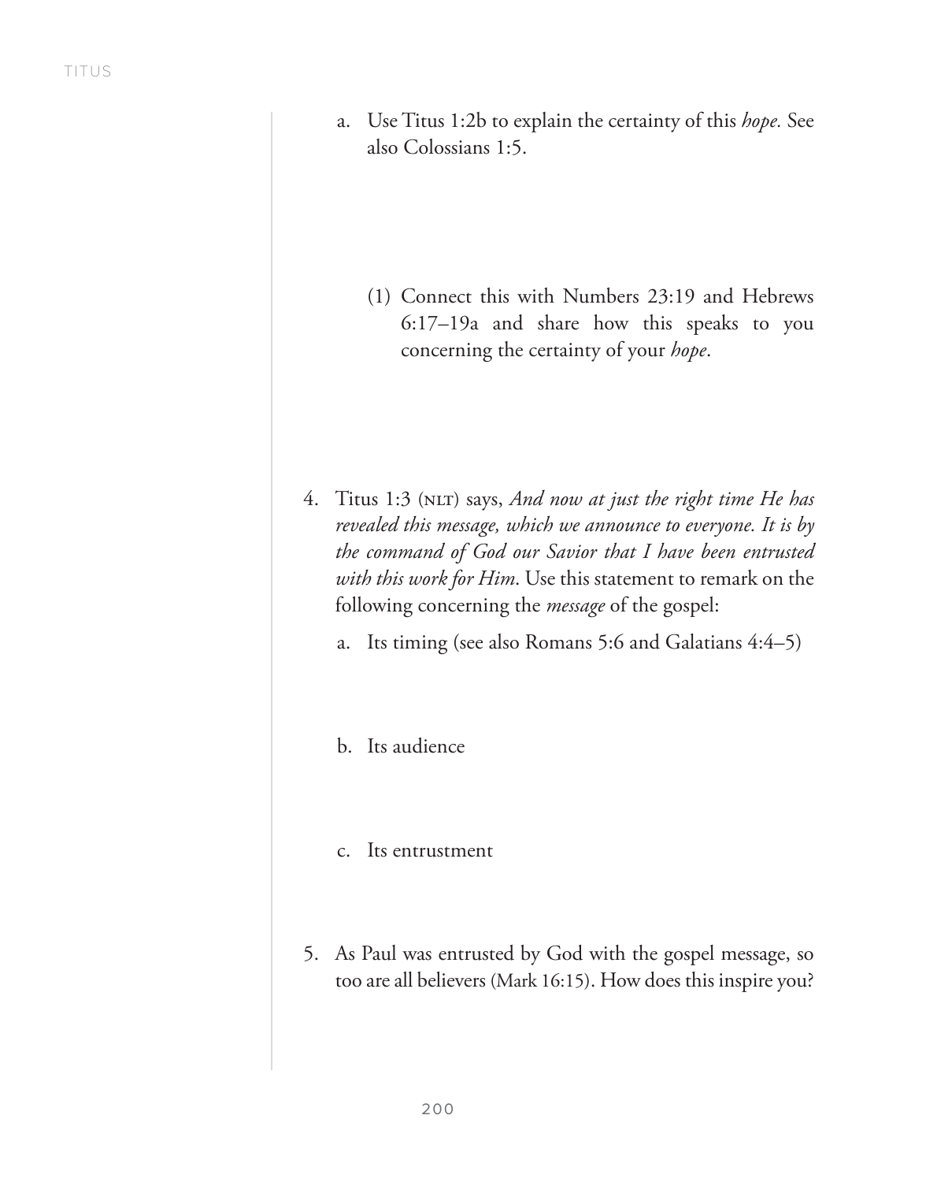a. Use Titus 1:2b to explain the certainty of this *hope.* See also Colossians 1:5.

   (1) Connect this with Numbers 23:19 and Hebrews 6:17–19a and share how this speaks to you concerning the certainty of your *hope*.

4. Titus 1:3 (NLT) says, *And now at just the right time He has revealed this message, which we announce to everyone. It is by the command of God our Savior that I have been entrusted with this work for Him*. Use this statement to remark on the following concerning the *message* of the gospel:

   a. Its timing (see also Romans 5:6 and Galatians 4:4–5)

   b. Its audience

   c. Its entrustment

5. As Paul was entrusted by God with the gospel message, so too are all believers (Mark 16:15). How does this inspire you?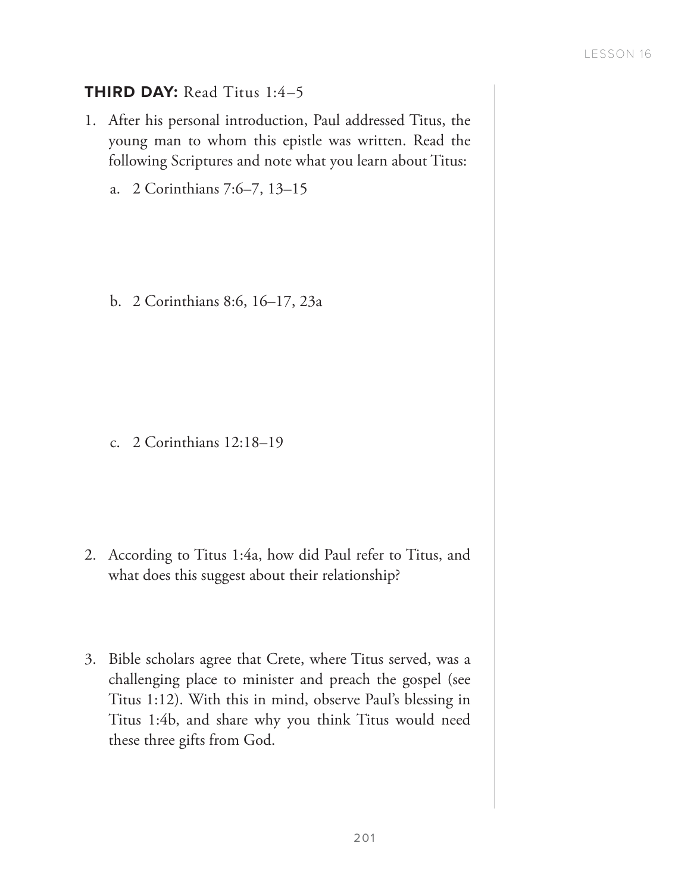**THIRD DAY:** Read Titus 1:4–5

1. After his personal introduction, Paul addressed Titus, the young man to whom this epistle was written. Read the following Scriptures and note what you learn about Titus:

   a. 2 Corinthians 7:6–7, 13–15

   b. 2 Corinthians 8:6, 16–17, 23a

   c. 2 Corinthians 12:18–19

2. According to Titus 1:4a, how did Paul refer to Titus, and what does this suggest about their relationship?

3. Bible scholars agree that Crete, where Titus served, was a challenging place to minister and preach the gospel (see Titus 1:12). With this in mind, observe Paul's blessing in Titus 1:4b, and share why you think Titus would need these three gifts from God.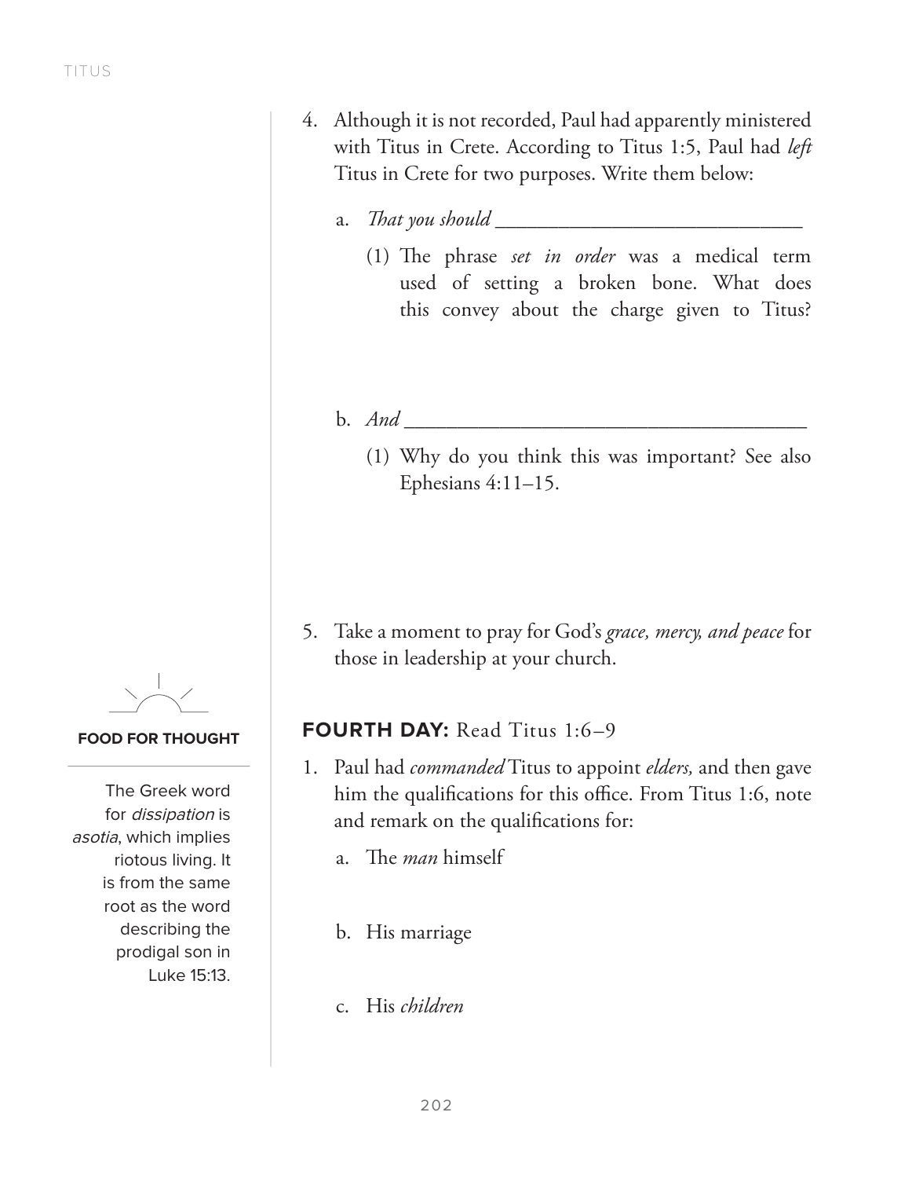4. Although it is not recorded, Paul had apparently ministered with Titus in Crete. According to Titus 1:5, Paul had *left* Titus in Crete for two purposes. Write them below:

   a. *That you should* ______________________________

      (1) The phrase *set in order* was a medical term used of setting a broken bone. What does this convey about the charge given to Titus?

   b. *And* ______________________________________

      (1) Why do you think this was important? See also Ephesians 4:11–15.

5. Take a moment to pray for God's *grace, mercy, and peace* for those in leadership at your church.

**FOOD FOR THOUGHT**

The Greek word for *dissipation* is *asotia*, which implies riotous living. It is from the same root as the word describing the prodigal son in Luke 15:13.

## **FOURTH DAY:** Read Titus 1:6–9

1. Paul had *commanded* Titus to appoint *elders,* and then gave him the qualifications for this office. From Titus 1:6, note and remark on the qualifications for:

   a. The *man* himself

   b. His marriage

   c. His *children*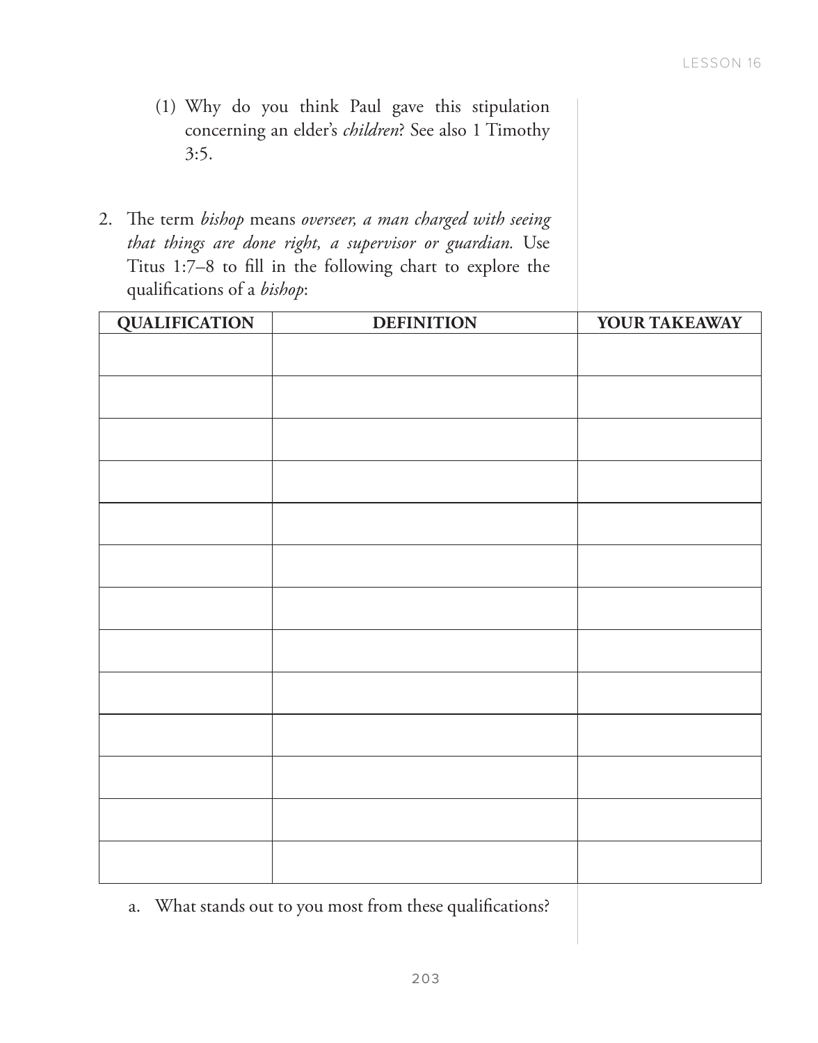(1) Why do you think Paul gave this stipulation concerning an elder's *children*? See also 1 Timothy 3:5.

2. The term *bishop* means *overseer, a man charged with seeing that things are done right, a supervisor or guardian.* Use Titus 1:7–8 to fill in the following chart to explore the qualifications of a *bishop*:

| QUALIFICATION | DEFINITION | YOUR TAKEAWAY |
| --- | --- | --- |
| | | |
| | | |
| | | |
| | | |
| | | |
| | | |
| | | |
| | | |
| | | |
| | | |
| | | |
| | | |
| | | |

a. What stands out to you most from these qualifications?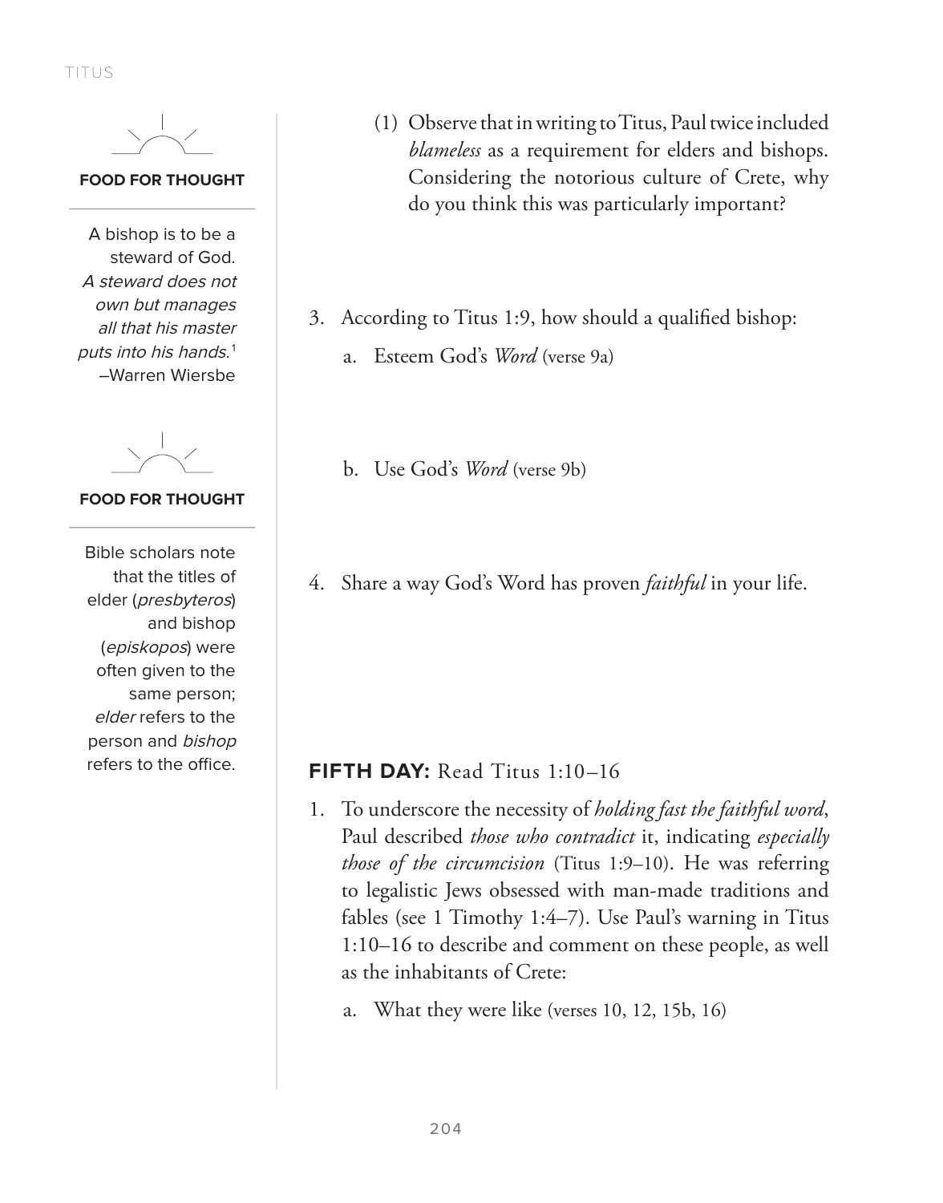(1) Observe that in writing to Titus, Paul twice included *blameless* as a requirement for elders and bishops. Considering the notorious culture of Crete, why do you think this was particularly important?

3. According to Titus 1:9, how should a qualified bishop:

    a. Esteem God's *Word* (verse 9a)

    b. Use God's *Word* (verse 9b)

4. Share a way God's Word has proven *faithful* in your life.

**FOOD FOR THOUGHT**

A bishop is to be a steward of God. *A steward does not own but manages all that his master puts into his hands.*[1] –Warren Wiersbe

**FOOD FOR THOUGHT**

Bible scholars note that the titles of elder (*presbyteros*) and bishop (*episkopos*) were often given to the same person; *elder* refers to the person and *bishop* refers to the office.

## FIFTH DAY: Read Titus 1:10–16

1. To underscore the necessity of *holding fast the faithful word*, Paul described *those who contradict* it, indicating *especially those of the circumcision* (Titus 1:9–10). He was referring to legalistic Jews obsessed with man-made traditions and fables (see 1 Timothy 1:4–7). Use Paul's warning in Titus 1:10–16 to describe and comment on these people, as well as the inhabitants of Crete:

    a. What they were like (verses 10, 12, 15b, 16)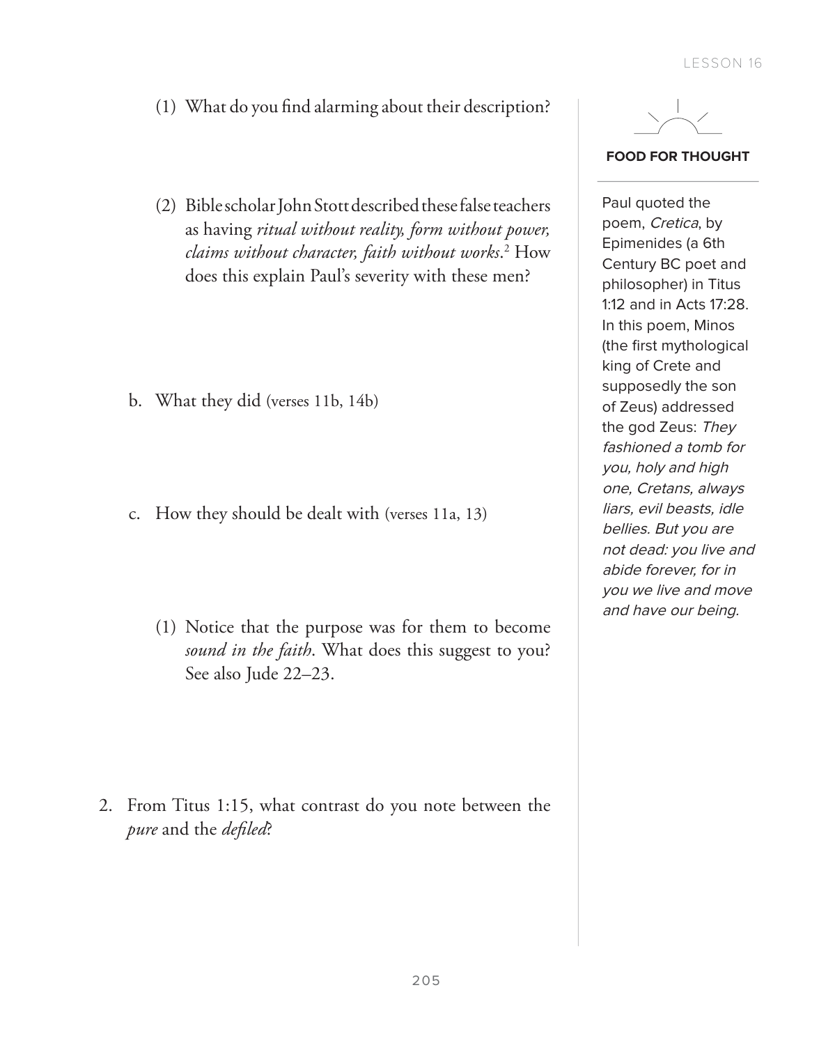(1) What do you find alarming about their description?

(2) Bible scholar John Stott described these false teachers as having *ritual without reality, form without power, claims without character, faith without works*.[2] How does this explain Paul's severity with these men?

b. What they did (verses 11b, 14b)

c. How they should be dealt with (verses 11a, 13)

(1) Notice that the purpose was for them to become *sound in the faith*. What does this suggest to you? See also Jude 22–23.

2. From Titus 1:15, what contrast do you note between the *pure* and the *defiled*?

**FOOD FOR THOUGHT**

Paul quoted the poem, *Cretica*, by Epimenides (a 6th Century BC poet and philosopher) in Titus 1:12 and in Acts 17:28. In this poem, Minos (the first mythological king of Crete and supposedly the son of Zeus) addressed the god Zeus: *They fashioned a tomb for you, holy and high one, Cretans, always liars, evil beasts, idle bellies. But you are not dead: you live and abide forever, for in you we live and move and have our being.*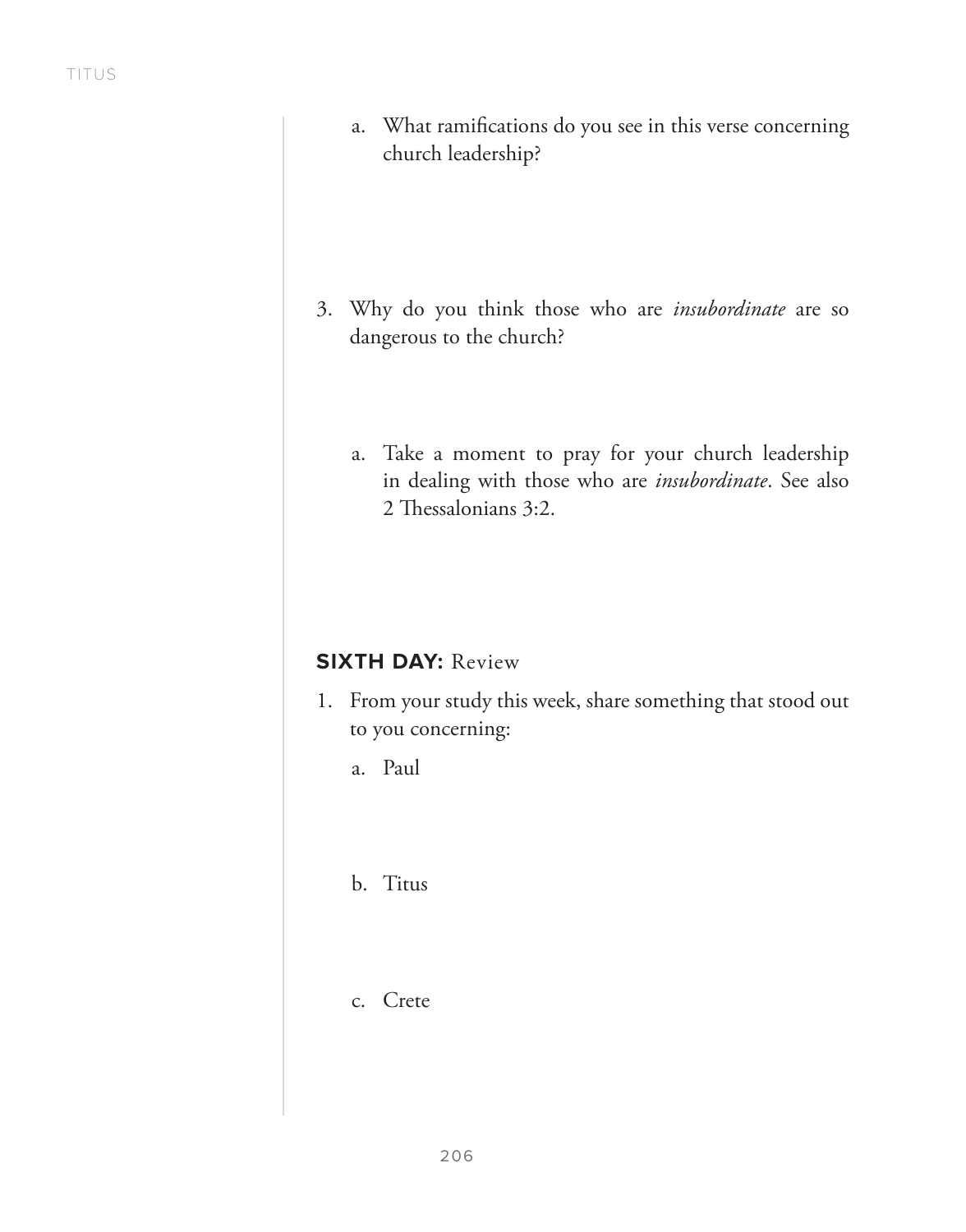a. What ramifications do you see in this verse concerning church leadership?

3. Why do you think those who are *insubordinate* are so dangerous to the church?

   a. Take a moment to pray for your church leadership in dealing with those who are *insubordinate*. See also 2 Thessalonians 3:2.

## **SIXTH DAY:** Review

1. From your study this week, share something that stood out to you concerning:

   a. Paul

   b. Titus

   c. Crete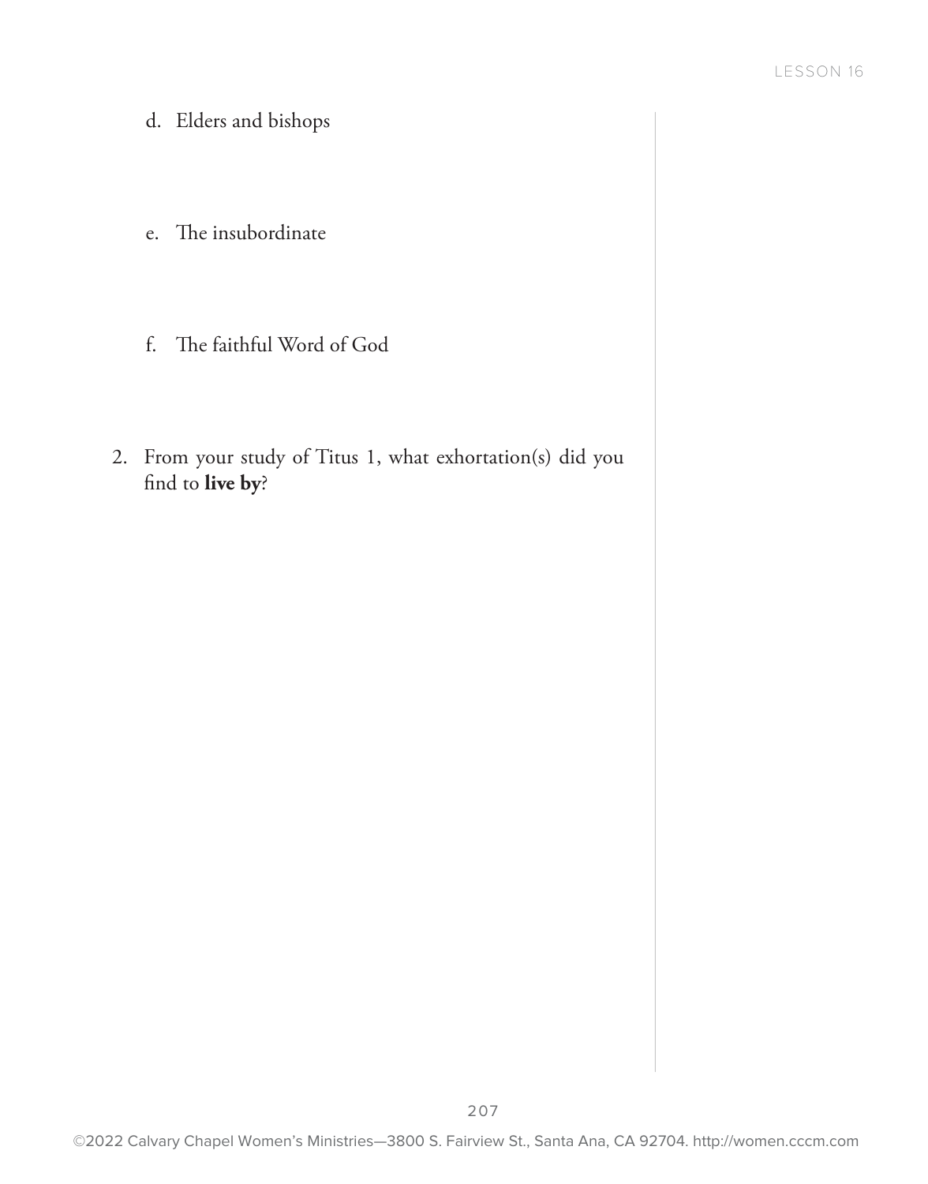d. Elders and bishops

e. The insubordinate

f. The faithful Word of God

2. From your study of Titus 1, what exhortation(s) did you find to **live by**?

©2022 Calvary Chapel Women's Ministries—3800 S. Fairview St., Santa Ana, CA 92704. http://women.cccm.com